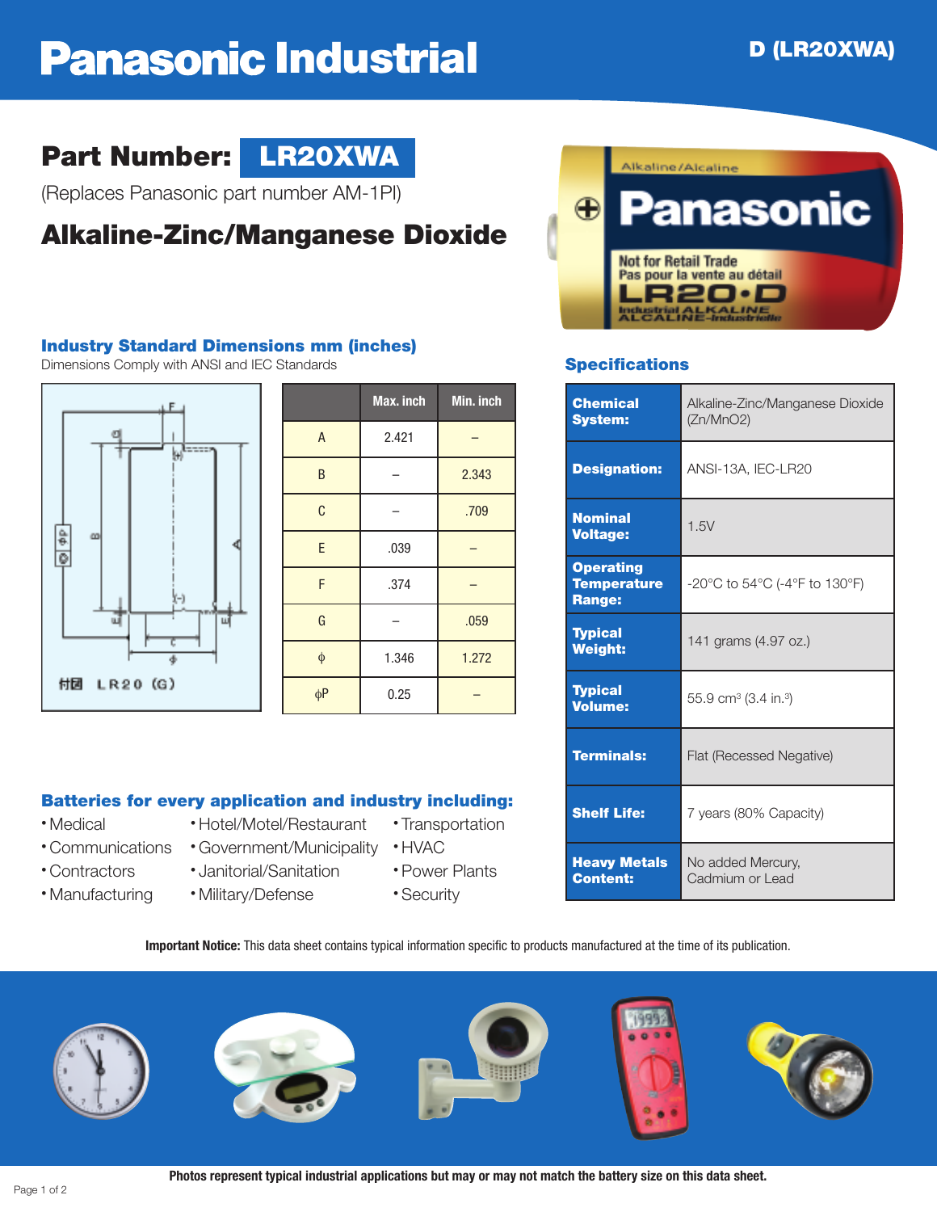# Panasonic Industrial

**D (LR20XWA)**

## Part Number: LR20XWA

(Replaces Panasonic part number AM-1PI)

## Alkaline-Zinc/Manganese Dioxide

### Industry Standard Dimensions mm (inches)

Dimensions Comply with ANSI and IEC Standards

付図 LR20 (G)

|  | Max. inch | Min. inch |
|---|---|---|
| A | 2.421 | – |
| B | – | 2.343 |
| C | – | .709 |
| E | .039 | – |
| F | .374 | – |
| G | – | .059 |
| ϕ | 1.346 | 1.272 |
| ϕP | 0.25 | – |

### Specifications

| | |
|---|---|
| **Chemical System:** | Alkaline-Zinc/Manganese Dioxide ($Zn/MnO_2$) |
| **Designation:** | ANSI-13A, IEC-LR20 |
| **Nominal Voltage:** | 1.5V |
| **Operating Temperature Range:** | -20°C to 54°C (-4°F to 130°F) |
| **Typical Weight:** | 141 grams (4.97 oz.) |
| **Typical Volume:** | 55.9 $cm^3$ (3.4 $in.^3$) |
| **Terminals:** | Flat (Recessed Negative) |
| **Shelf Life:** | 7 years (80% Capacity) |
| **Heavy Metals Content:** | No added Mercury, Cadmium or Lead |

### Batteries for every application and industry including:

- Medical
- Communications
- Contractors
- Manufacturing
- Hotel/Motel/Restaurant
- Government/Municipality
- Janitorial/Sanitation
- Military/Defense
- Transportation
- HVAC
- Power Plants
- Security

**Important Notice:** This data sheet contains typical information specific to products manufactured at the time of its publication.

**Photos represent typical industrial applications but may or may not match the battery size on this data sheet.**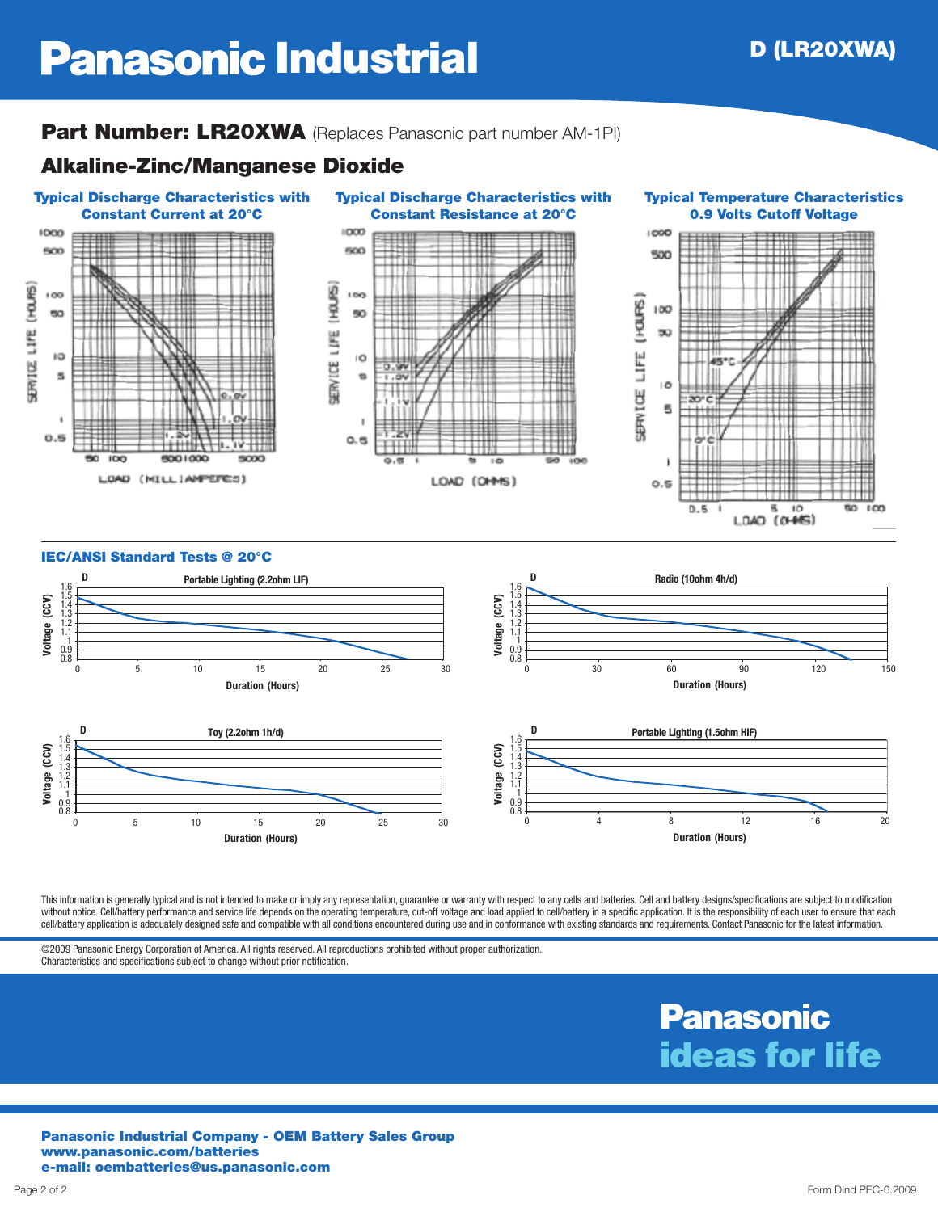# Panasonic Industrial

D (LR20XWA)

## Part Number: LR20XWA (Replaces Panasonic part number AM-1PI)

## Alkaline-Zinc/Manganese Dioxide

### Typical Discharge Characteristics with Constant Current at 20°C

SERVICE LIFE (HOURS)
1000
500
100
50
10
5
1
0.5
0.9V
1.0V
1.2V
1.1V
50 100 500 1000 5000
LOAD (MILLIAMPERES)

### Typical Discharge Characteristics with Constant Resistance at 20°C

SERVICE LIFE (HOURS)
1000
500
100
50
10
5
1
0.5
0.9V
1.0V
1.1V
1.2V
0.5 1 5 10 50 100
LOAD (OHMS)

### Typical Temperature Characteristics 0.9 Volts Cutoff Voltage

SERVICE LIFE (HOURS)
1000
500
100
50
10
5
1
0.5
45°C
20°C
0°C
0.5 1 5 10 50 100
LOAD (OHMS)

### IEC/ANSI Standard Tests @ 20°C

D
Portable Lighting (2.2ohm LIF)
Voltage (CCV)
1.6 1.5 1.4 1.3 1.2 1.1 1 0.9 0.8
0 5 10 15 20 25 30
Duration (Hours)

D
Radio (10ohm 4h/d)
Voltage (CCV)
1.6 1.5 1.4 1.3 1.2 1.1 1 0.9 0.8
0 30 60 90 120 150
Duration (Hours)

D
Toy (2.2ohm 1h/d)
Voltage (CCV)
1.6 1.5 1.4 1.3 1.2 1.1 1 0.9 0.8
0 5 10 15 20 25 30
Duration (Hours)

D
Portable Lighting (1.5ohm HIF)
Voltage (CCV)
1.6 1.5 1.4 1.3 1.2 1.1 1 0.9 0.8
0 4 8 12 16 20
Duration (Hours)

This information is generally typical and is not intended to make or imply any representation, guarantee or warranty with respect to any cells and batteries. Cell and battery designs/specifications are subject to modification without notice. Cell/battery performance and service life depends on the operating temperature, cut-off voltage and load applied to cell/battery in a specific application. It is the responsibility of each user to ensure that each cell/battery application is adequately designed safe and compatible with all conditions encountered during use and in conformance with existing standards and requirements. Contact Panasonic for the latest information.

©2009 Panasonic Energy Corporation of America. All rights reserved. All reproductions prohibited without proper authorization.
Characteristics and specifications subject to change without prior notification.

**Panasonic**
**ideas for life**

**Panasonic Industrial Company - OEM Battery Sales Group**
**www.panasonic.com/batteries**
**e-mail: oembatteries@us.panasonic.com**

Form DInd PEC-6.2009